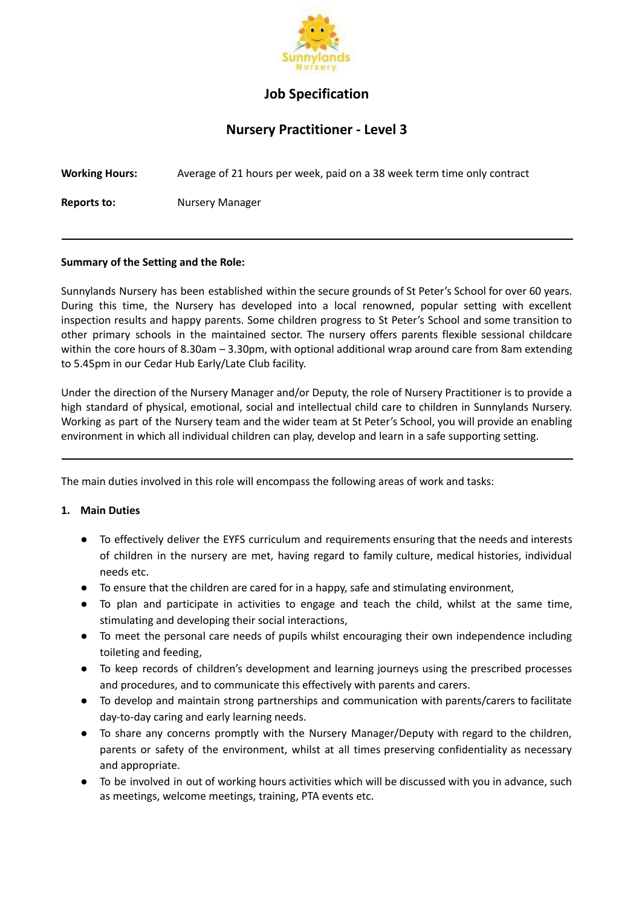# Job Specification

## Nursery Practitioner - Level 3

**Working Hours:** Average of 21 hours per week, paid on a 38 week term time only contract

**Reports to:** Nursery Manager

---

**Summary of the Setting and the Role:**

Sunnylands Nursery has been established within the secure grounds of St Peter's School for over 60 years. During this time, the Nursery has developed into a local renowned, popular setting with excellent inspection results and happy parents. Some children progress to St Peter's School and some transition to other primary schools in the maintained sector. The nursery offers parents flexible sessional childcare within the core hours of 8.30am – 3.30pm, with optional additional wrap around care from 8am extending to 5.45pm in our Cedar Hub Early/Late Club facility.

Under the direction of the Nursery Manager and/or Deputy, the role of Nursery Practitioner is to provide a high standard of physical, emotional, social and intellectual child care to children in Sunnylands Nursery. Working as part of the Nursery team and the wider team at St Peter's School, you will provide an enabling environment in which all individual children can play, develop and learn in a safe supporting setting.

---

The main duties involved in this role will encompass the following areas of work and tasks:

**1. Main Duties**

- To effectively deliver the EYFS curriculum and requirements ensuring that the needs and interests of children in the nursery are met, having regard to family culture, medical histories, individual needs etc.
- To ensure that the children are cared for in a happy, safe and stimulating environment,
- To plan and participate in activities to engage and teach the child, whilst at the same time, stimulating and developing their social interactions,
- To meet the personal care needs of pupils whilst encouraging their own independence including toileting and feeding,
- To keep records of children's development and learning journeys using the prescribed processes and procedures, and to communicate this effectively with parents and carers.
- To develop and maintain strong partnerships and communication with parents/carers to facilitate day-to-day caring and early learning needs.
- To share any concerns promptly with the Nursery Manager/Deputy with regard to the children, parents or safety of the environment, whilst at all times preserving confidentiality as necessary and appropriate.
- To be involved in out of working hours activities which will be discussed with you in advance, such as meetings, welcome meetings, training, PTA events etc.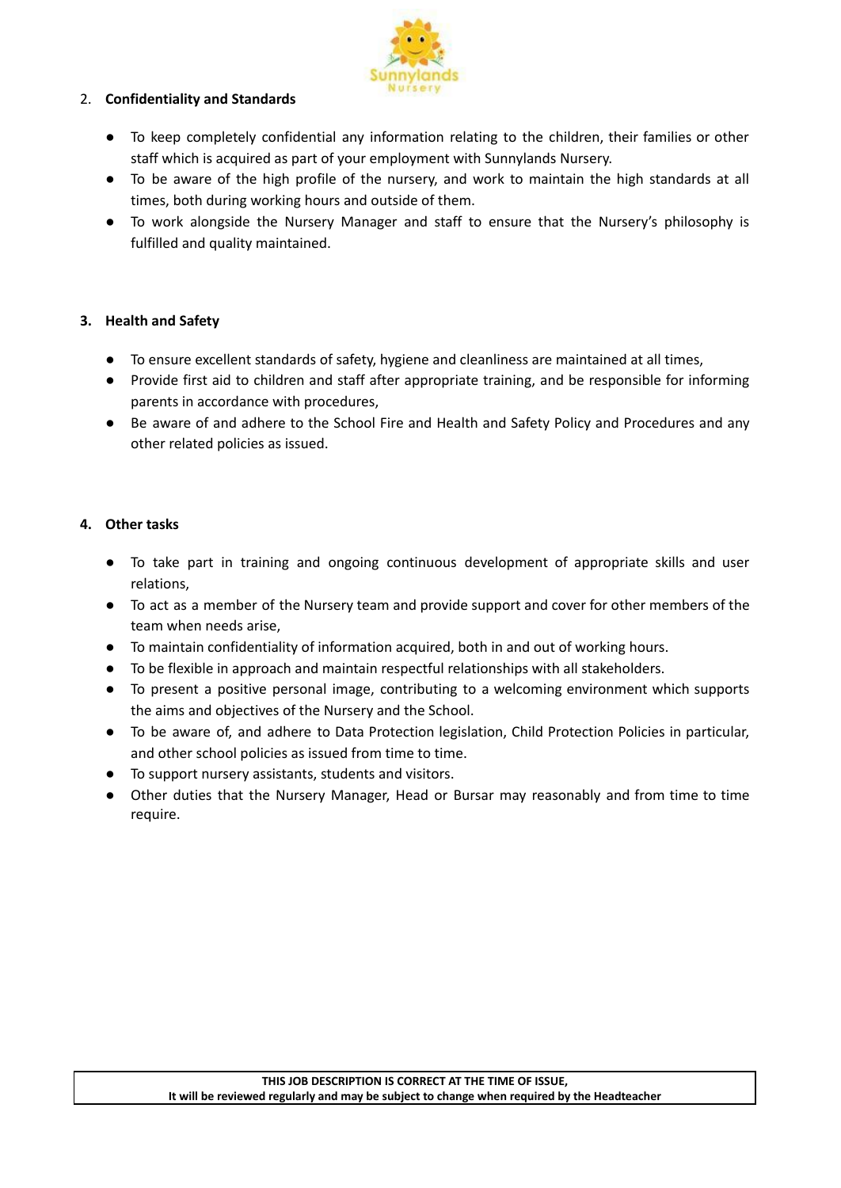## 2. Confidentiality and Standards

- To keep completely confidential any information relating to the children, their families or other staff which is acquired as part of your employment with Sunnylands Nursery.
- To be aware of the high profile of the nursery, and work to maintain the high standards at all times, both during working hours and outside of them.
- To work alongside the Nursery Manager and staff to ensure that the Nursery's philosophy is fulfilled and quality maintained.

## 3. Health and Safety

- To ensure excellent standards of safety, hygiene and cleanliness are maintained at all times,
- Provide first aid to children and staff after appropriate training, and be responsible for informing parents in accordance with procedures,
- Be aware of and adhere to the School Fire and Health and Safety Policy and Procedures and any other related policies as issued.

## 4. Other tasks

- To take part in training and ongoing continuous development of appropriate skills and user relations,
- To act as a member of the Nursery team and provide support and cover for other members of the team when needs arise,
- To maintain confidentiality of information acquired, both in and out of working hours.
- To be flexible in approach and maintain respectful relationships with all stakeholders.
- To present a positive personal image, contributing to a welcoming environment which supports the aims and objectives of the Nursery and the School.
- To be aware of, and adhere to Data Protection legislation, Child Protection Policies in particular, and other school policies as issued from time to time.
- To support nursery assistants, students and visitors.
- Other duties that the Nursery Manager, Head or Bursar may reasonably and from time to time require.

**THIS JOB DESCRIPTION IS CORRECT AT THE TIME OF ISSUE,**
**It will be reviewed regularly and may be subject to change when required by the Headteacher**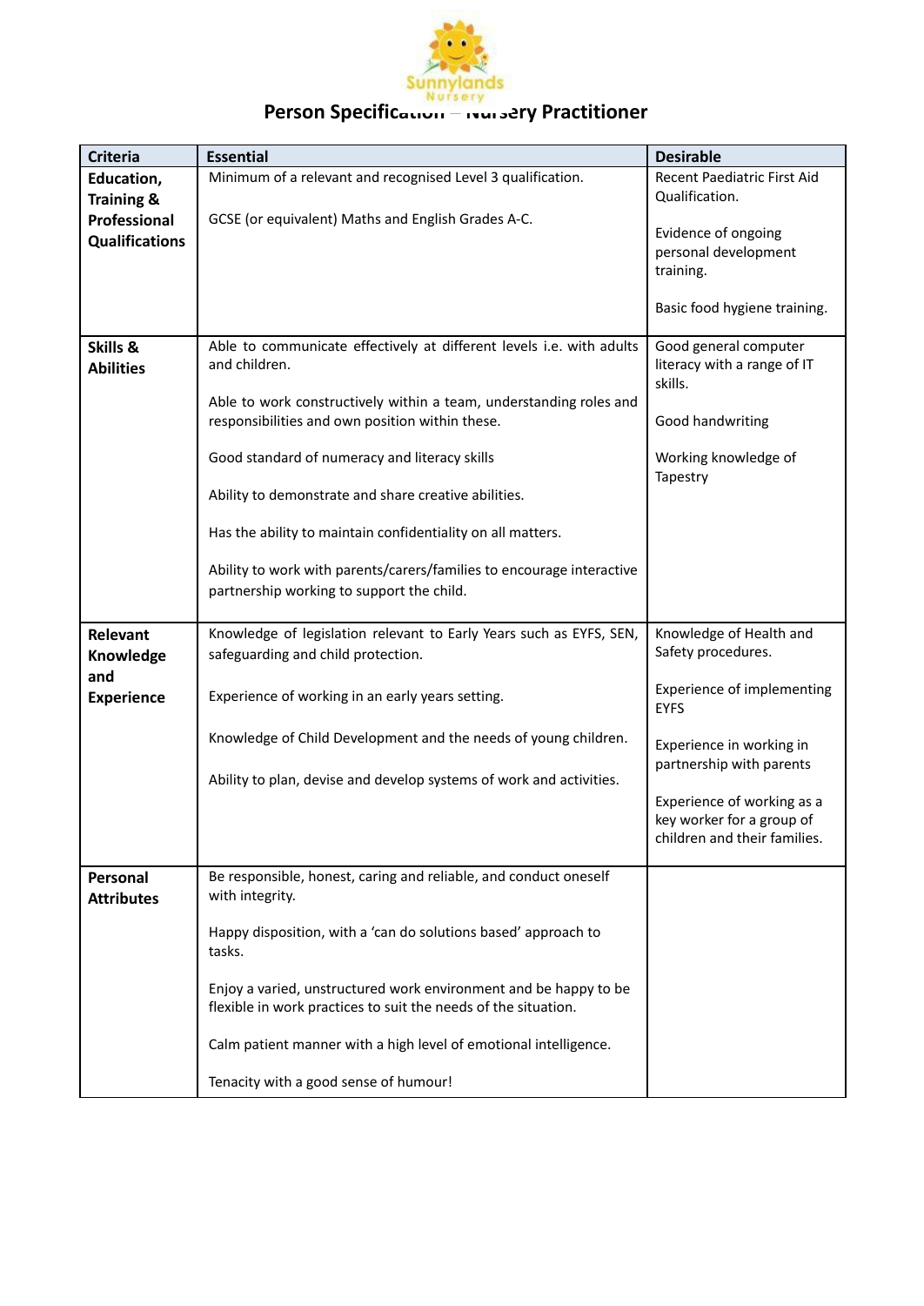# Person Specification – Nursery Practitioner

| Criteria | Essential | Desirable |
| --- | --- | --- |
| **Education, Training & Professional Qualifications** | Minimum of a relevant and recognised Level 3 qualification.<br><br>GCSE (or equivalent) Maths and English Grades A-C. | Recent Paediatric First Aid Qualification.<br><br>Evidence of ongoing personal development training.<br><br>Basic food hygiene training. |
| **Skills & Abilities** | Able to communicate effectively at different levels i.e. with adults and children.<br><br>Able to work constructively within a team, understanding roles and responsibilities and own position within these.<br><br>Good standard of numeracy and literacy skills<br><br>Ability to demonstrate and share creative abilities.<br><br>Has the ability to maintain confidentiality on all matters.<br><br>Ability to work with parents/carers/families to encourage interactive partnership working to support the child. | Good general computer literacy with a range of IT skills.<br><br>Good handwriting<br><br>Working knowledge of Tapestry |
| **Relevant Knowledge and Experience** | Knowledge of legislation relevant to Early Years such as EYFS, SEN, safeguarding and child protection.<br><br>Experience of working in an early years setting.<br><br>Knowledge of Child Development and the needs of young children.<br><br>Ability to plan, devise and develop systems of work and activities. | Knowledge of Health and Safety procedures.<br><br>Experience of implementing EYFS<br><br>Experience in working in partnership with parents<br><br>Experience of working as a key worker for a group of children and their families. |
| **Personal Attributes** | Be responsible, honest, caring and reliable, and conduct oneself with integrity.<br><br>Happy disposition, with a 'can do solutions based' approach to tasks.<br><br>Enjoy a varied, unstructured work environment and be happy to be flexible in work practices to suit the needs of the situation.<br><br>Calm patient manner with a high level of emotional intelligence.<br><br>Tenacity with a good sense of humour! | |